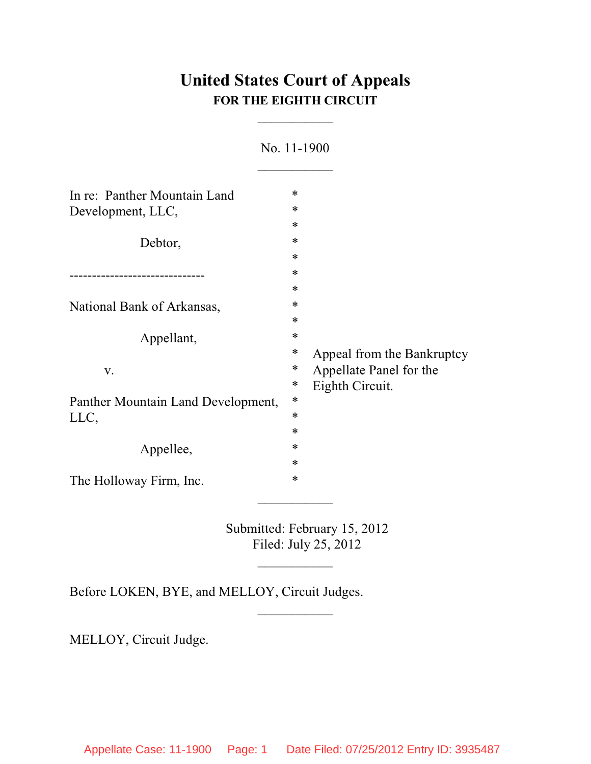# United States Court of Appeals
## FOR THE EIGHTH CIRCUIT

___________

No. 11-1900

___________

In re: Panther Mountain Land Development, LLC,

Debtor,

------------------------------

National Bank of Arkansas,

Appellant,

v.

Panther Mountain Land Development, LLC,

Appellee,

The Holloway Firm, Inc.

Appeal from the Bankruptcy Appellate Panel for the Eighth Circuit.

___________

Submitted: February 15, 2012
Filed: July 25, 2012

___________

Before LOKEN, BYE, and MELLOY, Circuit Judges.

___________

MELLOY, Circuit Judge.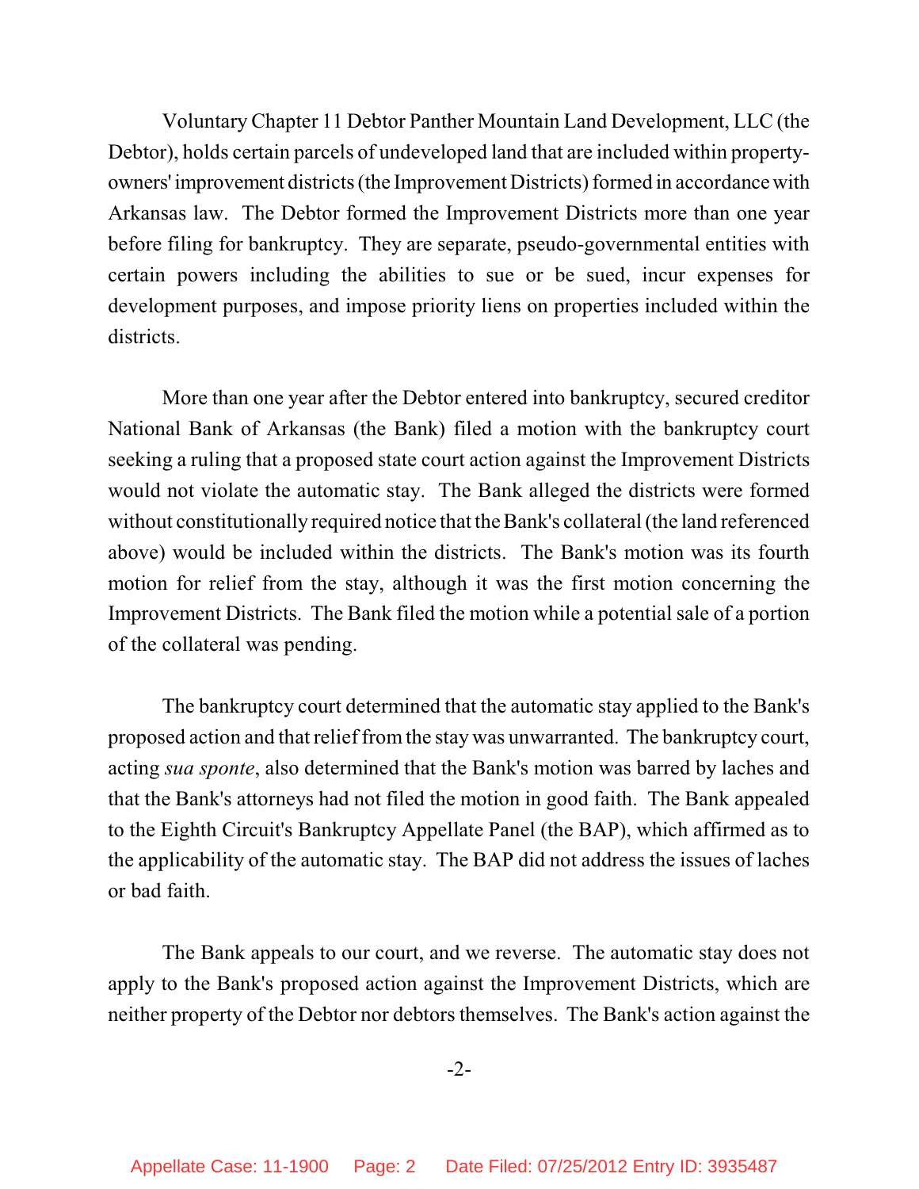Voluntary Chapter 11 Debtor Panther Mountain Land Development, LLC (the Debtor), holds certain parcels of undeveloped land that are included within property-owners' improvement districts (the Improvement Districts) formed in accordance with Arkansas law. The Debtor formed the Improvement Districts more than one year before filing for bankruptcy. They are separate, pseudo-governmental entities with certain powers including the abilities to sue or be sued, incur expenses for development purposes, and impose priority liens on properties included within the districts.

More than one year after the Debtor entered into bankruptcy, secured creditor National Bank of Arkansas (the Bank) filed a motion with the bankruptcy court seeking a ruling that a proposed state court action against the Improvement Districts would not violate the automatic stay. The Bank alleged the districts were formed without constitutionally required notice that the Bank's collateral (the land referenced above) would be included within the districts. The Bank's motion was its fourth motion for relief from the stay, although it was the first motion concerning the Improvement Districts. The Bank filed the motion while a potential sale of a portion of the collateral was pending.

The bankruptcy court determined that the automatic stay applied to the Bank's proposed action and that relief from the stay was unwarranted. The bankruptcy court, acting *sua sponte*, also determined that the Bank's motion was barred by laches and that the Bank's attorneys had not filed the motion in good faith. The Bank appealed to the Eighth Circuit's Bankruptcy Appellate Panel (the BAP), which affirmed as to the applicability of the automatic stay. The BAP did not address the issues of laches or bad faith.

The Bank appeals to our court, and we reverse. The automatic stay does not apply to the Bank's proposed action against the Improvement Districts, which are neither property of the Debtor nor debtors themselves. The Bank's action against the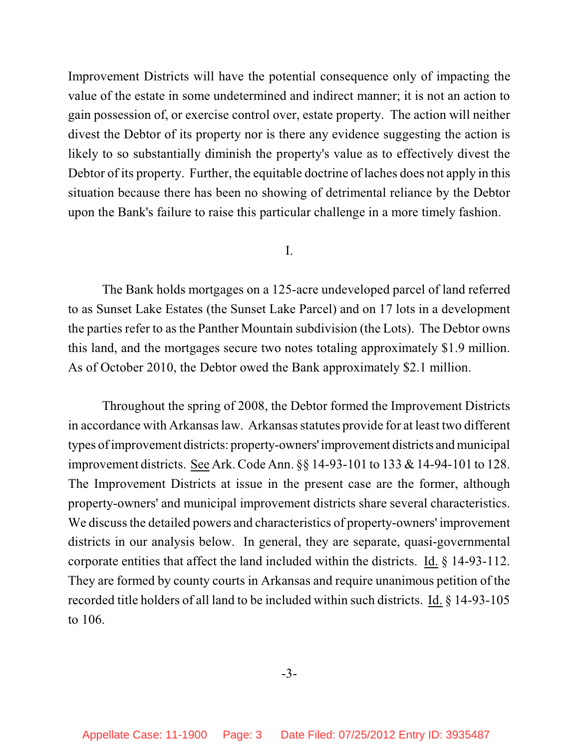Improvement Districts will have the potential consequence only of impacting the value of the estate in some undetermined and indirect manner; it is not an action to gain possession of, or exercise control over, estate property. The action will neither divest the Debtor of its property nor is there any evidence suggesting the action is likely to so substantially diminish the property's value as to effectively divest the Debtor of its property. Further, the equitable doctrine of laches does not apply in this situation because there has been no showing of detrimental reliance by the Debtor upon the Bank's failure to raise this particular challenge in a more timely fashion.

I.

The Bank holds mortgages on a 125-acre undeveloped parcel of land referred to as Sunset Lake Estates (the Sunset Lake Parcel) and on 17 lots in a development the parties refer to as the Panther Mountain subdivision (the Lots). The Debtor owns this land, and the mortgages secure two notes totaling approximately $1.9 million. As of October 2010, the Debtor owed the Bank approximately $2.1 million.

Throughout the spring of 2008, the Debtor formed the Improvement Districts in accordance with Arkansas law. Arkansas statutes provide for at least two different types of improvement districts: property-owners' improvement districts and municipal improvement districts. See Ark. Code Ann. §§ 14-93-101 to 133 & 14-94-101 to 128. The Improvement Districts at issue in the present case are the former, although property-owners' and municipal improvement districts share several characteristics. We discuss the detailed powers and characteristics of property-owners' improvement districts in our analysis below. In general, they are separate, quasi-governmental corporate entities that affect the land included within the districts. Id. § 14-93-112. They are formed by county courts in Arkansas and require unanimous petition of the recorded title holders of all land to be included within such districts. Id. § 14-93-105 to 106.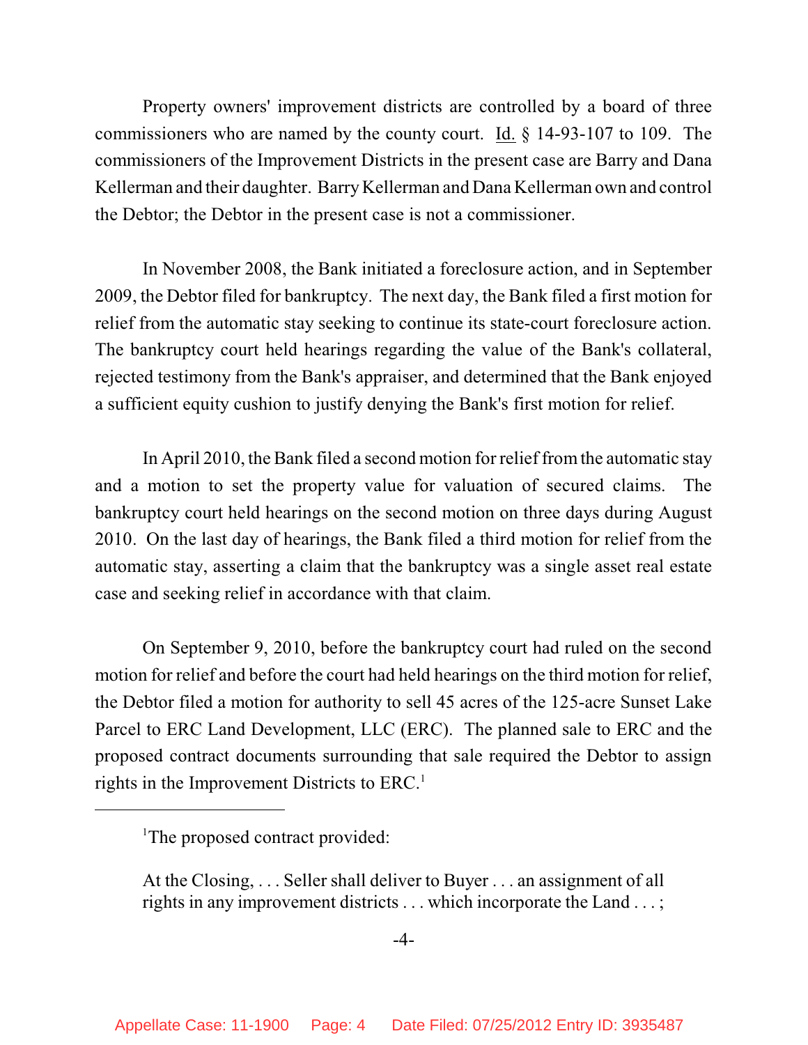Property owners' improvement districts are controlled by a board of three commissioners who are named by the county court. Id. § 14-93-107 to 109. The commissioners of the Improvement Districts in the present case are Barry and Dana Kellerman and their daughter. Barry Kellerman and Dana Kellerman own and control the Debtor; the Debtor in the present case is not a commissioner.

In November 2008, the Bank initiated a foreclosure action, and in September 2009, the Debtor filed for bankruptcy. The next day, the Bank filed a first motion for relief from the automatic stay seeking to continue its state-court foreclosure action. The bankruptcy court held hearings regarding the value of the Bank's collateral, rejected testimony from the Bank's appraiser, and determined that the Bank enjoyed a sufficient equity cushion to justify denying the Bank's first motion for relief.

In April 2010, the Bank filed a second motion for relief from the automatic stay and a motion to set the property value for valuation of secured claims. The bankruptcy court held hearings on the second motion on three days during August 2010. On the last day of hearings, the Bank filed a third motion for relief from the automatic stay, asserting a claim that the bankruptcy was a single asset real estate case and seeking relief in accordance with that claim.

On September 9, 2010, before the bankruptcy court had ruled on the second motion for relief and before the court had held hearings on the third motion for relief, the Debtor filed a motion for authority to sell 45 acres of the 125-acre Sunset Lake Parcel to ERC Land Development, LLC (ERC). The planned sale to ERC and the proposed contract documents surrounding that sale required the Debtor to assign rights in the Improvement Districts to ERC.[1]

---

[1]The proposed contract provided:

> At the Closing, . . . Seller shall deliver to Buyer . . . an assignment of all rights in any improvement districts . . . which incorporate the Land . . . ;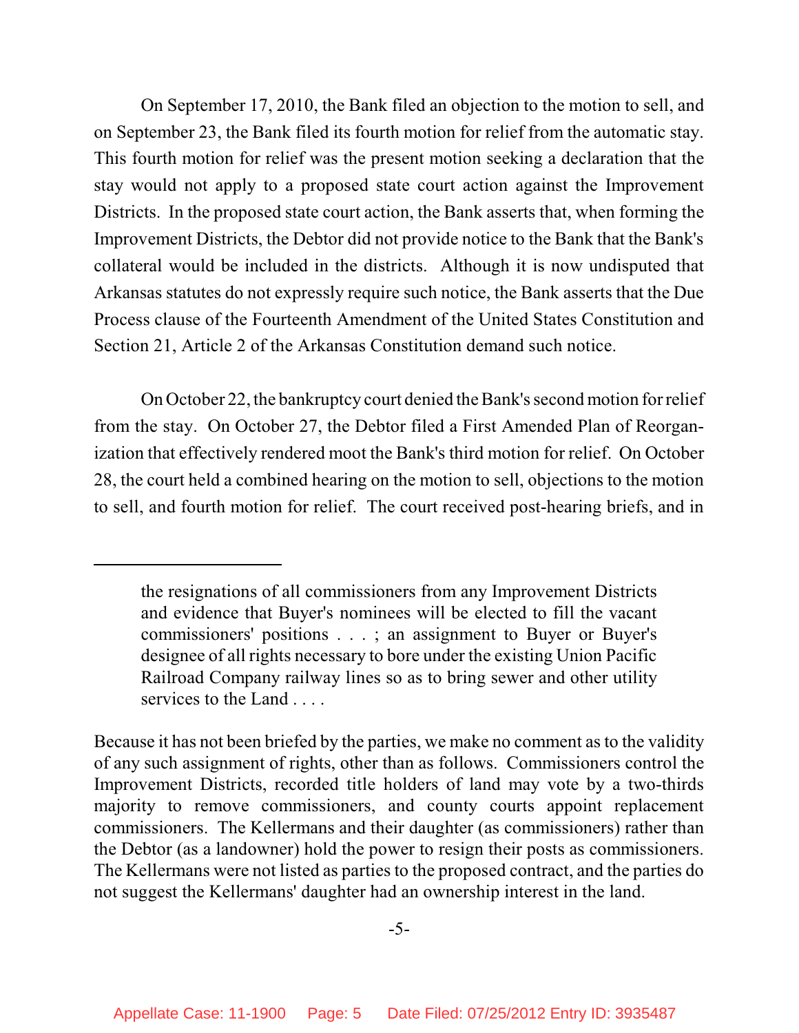On September 17, 2010, the Bank filed an objection to the motion to sell, and on September 23, the Bank filed its fourth motion for relief from the automatic stay. This fourth motion for relief was the present motion seeking a declaration that the stay would not apply to a proposed state court action against the Improvement Districts. In the proposed state court action, the Bank asserts that, when forming the Improvement Districts, the Debtor did not provide notice to the Bank that the Bank's collateral would be included in the districts. Although it is now undisputed that Arkansas statutes do not expressly require such notice, the Bank asserts that the Due Process clause of the Fourteenth Amendment of the United States Constitution and Section 21, Article 2 of the Arkansas Constitution demand such notice.

On October 22, the bankruptcy court denied the Bank's second motion for relief from the stay. On October 27, the Debtor filed a First Amended Plan of Reorganization that effectively rendered moot the Bank's third motion for relief. On October 28, the court held a combined hearing on the motion to sell, objections to the motion to sell, and fourth motion for relief. The court received post-hearing briefs, and in

---

> the resignations of all commissioners from any Improvement Districts and evidence that Buyer's nominees will be elected to fill the vacant commissioners' positions . . . ; an assignment to Buyer or Buyer's designee of all rights necessary to bore under the existing Union Pacific Railroad Company railway lines so as to bring sewer and other utility services to the Land . . . .

Because it has not been briefed by the parties, we make no comment as to the validity of any such assignment of rights, other than as follows. Commissioners control the Improvement Districts, recorded title holders of land may vote by a two-thirds majority to remove commissioners, and county courts appoint replacement commissioners. The Kellermans and their daughter (as commissioners) rather than the Debtor (as a landowner) hold the power to resign their posts as commissioners. The Kellermans were not listed as parties to the proposed contract, and the parties do not suggest the Kellermans' daughter had an ownership interest in the land.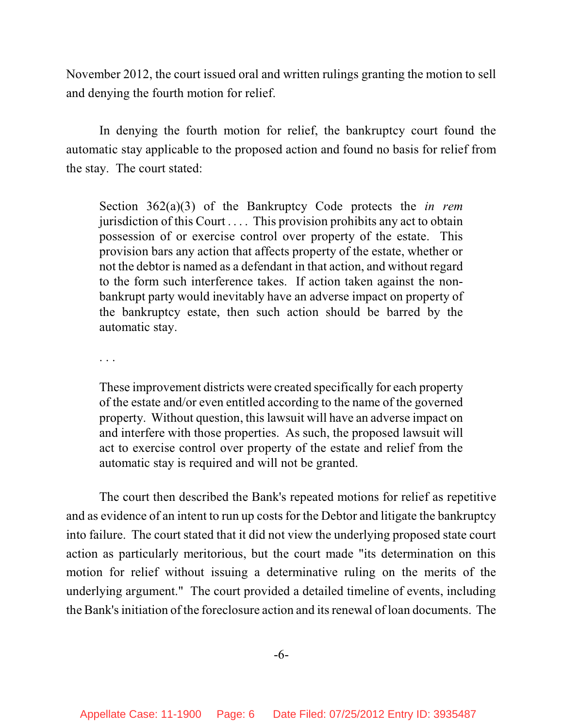November 2012, the court issued oral and written rulings granting the motion to sell and denying the fourth motion for relief.

In denying the fourth motion for relief, the bankruptcy court found the automatic stay applicable to the proposed action and found no basis for relief from the stay. The court stated:

> Section 362(a)(3) of the Bankruptcy Code protects the *in rem* jurisdiction of this Court . . . . This provision prohibits any act to obtain possession of or exercise control over property of the estate. This provision bars any action that affects property of the estate, whether or not the debtor is named as a defendant in that action, and without regard to the form such interference takes. If action taken against the non-bankrupt party would inevitably have an adverse impact on property of the bankruptcy estate, then such action should be barred by the automatic stay.
>
> . . .
>
> These improvement districts were created specifically for each property of the estate and/or even entitled according to the name of the governed property. Without question, this lawsuit will have an adverse impact on and interfere with those properties. As such, the proposed lawsuit will act to exercise control over property of the estate and relief from the automatic stay is required and will not be granted.

The court then described the Bank's repeated motions for relief as repetitive and as evidence of an intent to run up costs for the Debtor and litigate the bankruptcy into failure. The court stated that it did not view the underlying proposed state court action as particularly meritorious, but the court made "its determination on this motion for relief without issuing a determinative ruling on the merits of the underlying argument." The court provided a detailed timeline of events, including the Bank's initiation of the foreclosure action and its renewal of loan documents. The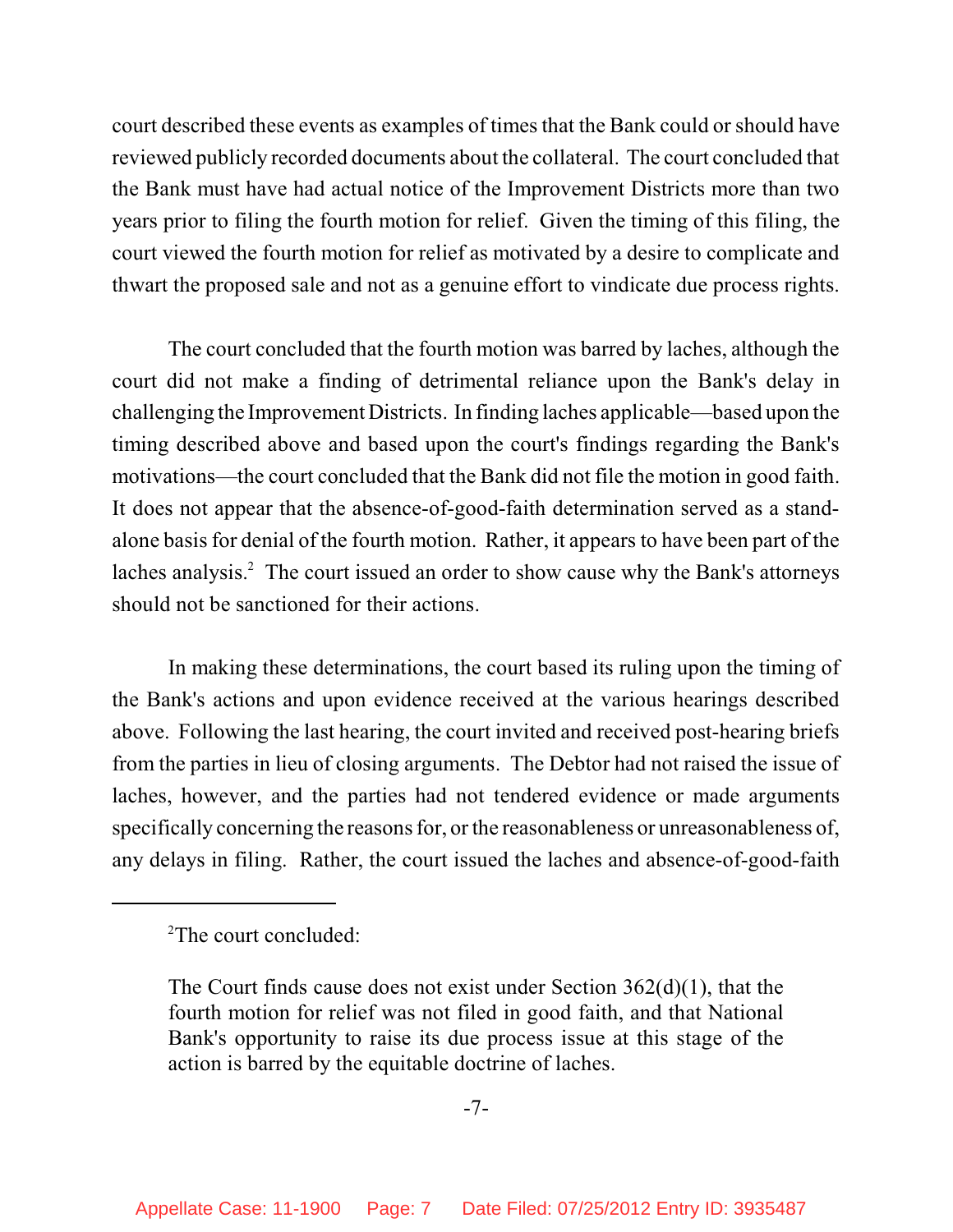court described these events as examples of times that the Bank could or should have reviewed publicly recorded documents about the collateral. The court concluded that the Bank must have had actual notice of the Improvement Districts more than two years prior to filing the fourth motion for relief. Given the timing of this filing, the court viewed the fourth motion for relief as motivated by a desire to complicate and thwart the proposed sale and not as a genuine effort to vindicate due process rights.

The court concluded that the fourth motion was barred by laches, although the court did not make a finding of detrimental reliance upon the Bank's delay in challenging the Improvement Districts. In finding laches applicable—based upon the timing described above and based upon the court's findings regarding the Bank's motivations—the court concluded that the Bank did not file the motion in good faith. It does not appear that the absence-of-good-faith determination served as a stand-alone basis for denial of the fourth motion. Rather, it appears to have been part of the laches analysis.[2] The court issued an order to show cause why the Bank's attorneys should not be sanctioned for their actions.

In making these determinations, the court based its ruling upon the timing of the Bank's actions and upon evidence received at the various hearings described above. Following the last hearing, the court invited and received post-hearing briefs from the parties in lieu of closing arguments. The Debtor had not raised the issue of laches, however, and the parties had not tendered evidence or made arguments specifically concerning the reasons for, or the reasonableness or unreasonableness of, any delays in filing. Rather, the court issued the laches and absence-of-good-faith

---

[2]The court concluded:

> The Court finds cause does not exist under Section 362(d)(1), that the fourth motion for relief was not filed in good faith, and that National Bank's opportunity to raise its due process issue at this stage of the action is barred by the equitable doctrine of laches.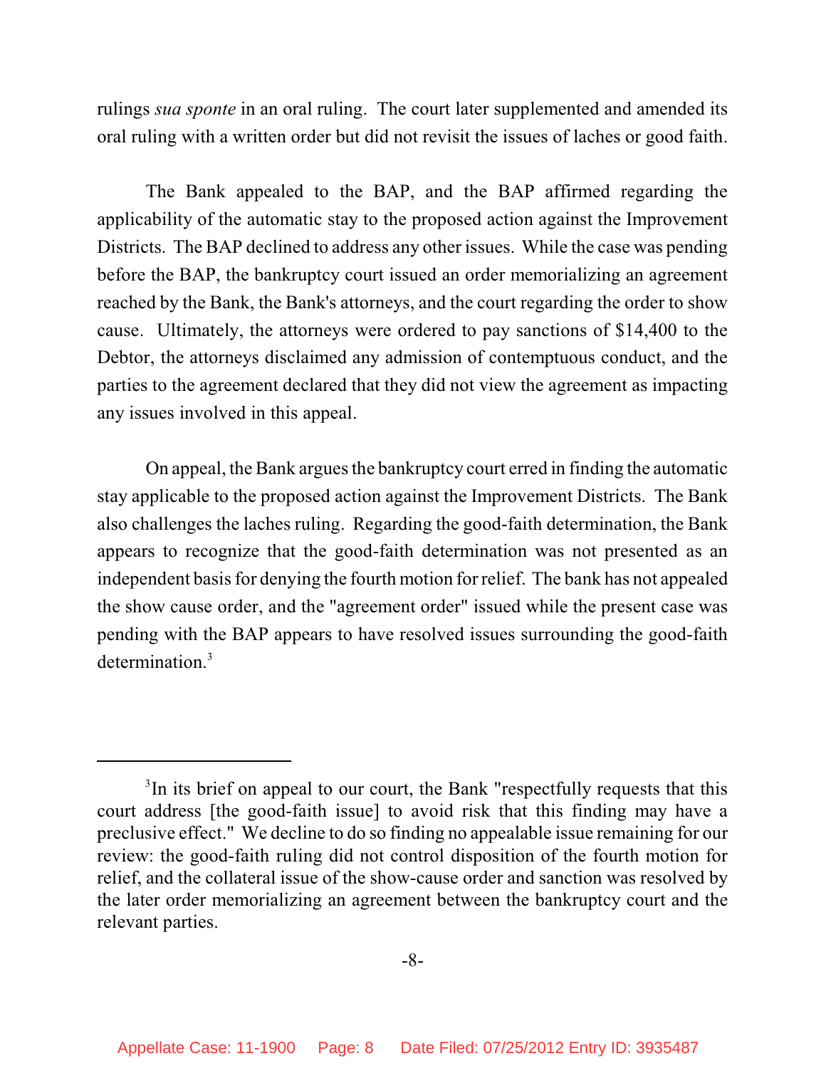rulings *sua sponte* in an oral ruling. The court later supplemented and amended its oral ruling with a written order but did not revisit the issues of laches or good faith.

The Bank appealed to the BAP, and the BAP affirmed regarding the applicability of the automatic stay to the proposed action against the Improvement Districts. The BAP declined to address any other issues. While the case was pending before the BAP, the bankruptcy court issued an order memorializing an agreement reached by the Bank, the Bank's attorneys, and the court regarding the order to show cause. Ultimately, the attorneys were ordered to pay sanctions of $14,400 to the Debtor, the attorneys disclaimed any admission of contemptuous conduct, and the parties to the agreement declared that they did not view the agreement as impacting any issues involved in this appeal.

On appeal, the Bank argues the bankruptcy court erred in finding the automatic stay applicable to the proposed action against the Improvement Districts. The Bank also challenges the laches ruling. Regarding the good-faith determination, the Bank appears to recognize that the good-faith determination was not presented as an independent basis for denying the fourth motion for relief. The bank has not appealed the show cause order, and the "agreement order" issued while the present case was pending with the BAP appears to have resolved issues surrounding the good-faith determination.[3]

---

[3]In its brief on appeal to our court, the Bank "respectfully requests that this court address [the good-faith issue] to avoid risk that this finding may have a preclusive effect." We decline to do so finding no appealable issue remaining for our review: the good-faith ruling did not control disposition of the fourth motion for relief, and the collateral issue of the show-cause order and sanction was resolved by the later order memorializing an agreement between the bankruptcy court and the relevant parties.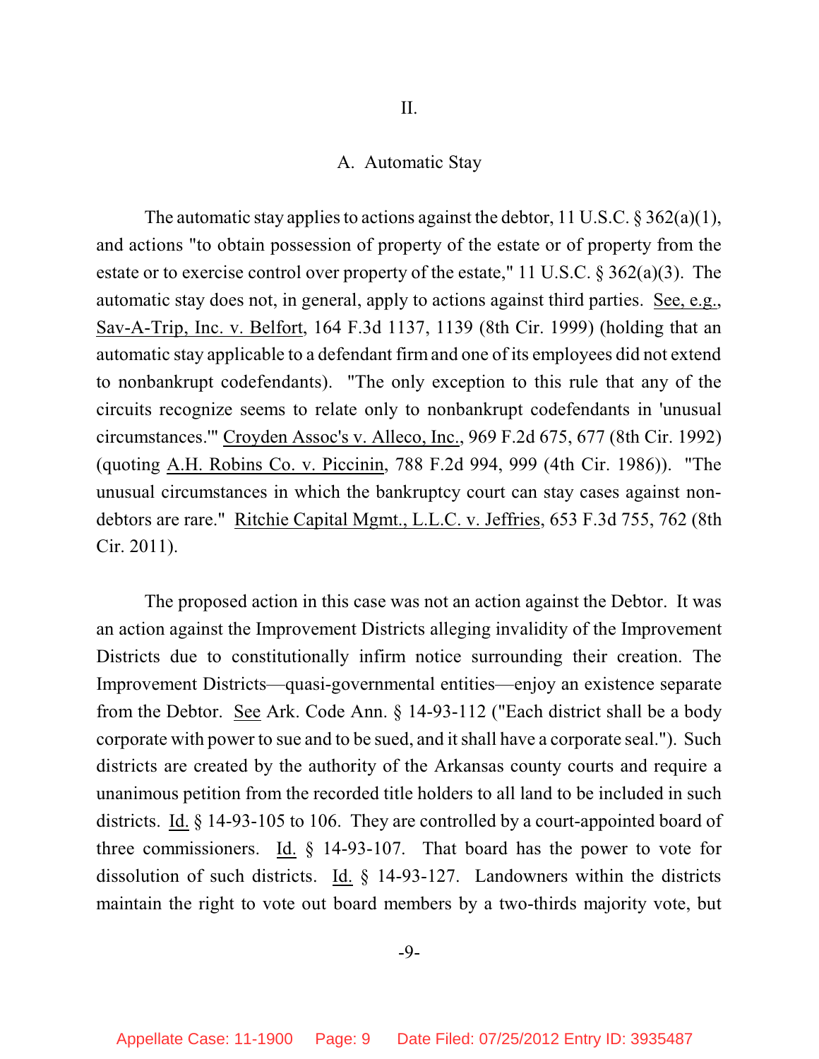## II.

### A. Automatic Stay

The automatic stay applies to actions against the debtor, 11 U.S.C. § 362(a)(1), and actions "to obtain possession of property of the estate or of property from the estate or to exercise control over property of the estate," 11 U.S.C. § 362(a)(3). The automatic stay does not, in general, apply to actions against third parties. See, e.g., Sav-A-Trip, Inc. v. Belfort, 164 F.3d 1137, 1139 (8th Cir. 1999) (holding that an automatic stay applicable to a defendant firm and one of its employees did not extend to nonbankrupt codefendants). "The only exception to this rule that any of the circuits recognize seems to relate only to nonbankrupt codefendants in 'unusual circumstances.'" Croyden Assoc's v. Alleco, Inc., 969 F.2d 675, 677 (8th Cir. 1992) (quoting A.H. Robins Co. v. Piccinin, 788 F.2d 994, 999 (4th Cir. 1986)). "The unusual circumstances in which the bankruptcy court can stay cases against non-debtors are rare." Ritchie Capital Mgmt., L.L.C. v. Jeffries, 653 F.3d 755, 762 (8th Cir. 2011).

The proposed action in this case was not an action against the Debtor. It was an action against the Improvement Districts alleging invalidity of the Improvement Districts due to constitutionally infirm notice surrounding their creation. The Improvement Districts—quasi-governmental entities—enjoy an existence separate from the Debtor. See Ark. Code Ann. § 14-93-112 ("Each district shall be a body corporate with power to sue and to be sued, and it shall have a corporate seal."). Such districts are created by the authority of the Arkansas county courts and require a unanimous petition from the recorded title holders to all land to be included in such districts. Id. § 14-93-105 to 106. They are controlled by a court-appointed board of three commissioners. Id. § 14-93-107. That board has the power to vote for dissolution of such districts. Id. § 14-93-127. Landowners within the districts maintain the right to vote out board members by a two-thirds majority vote, but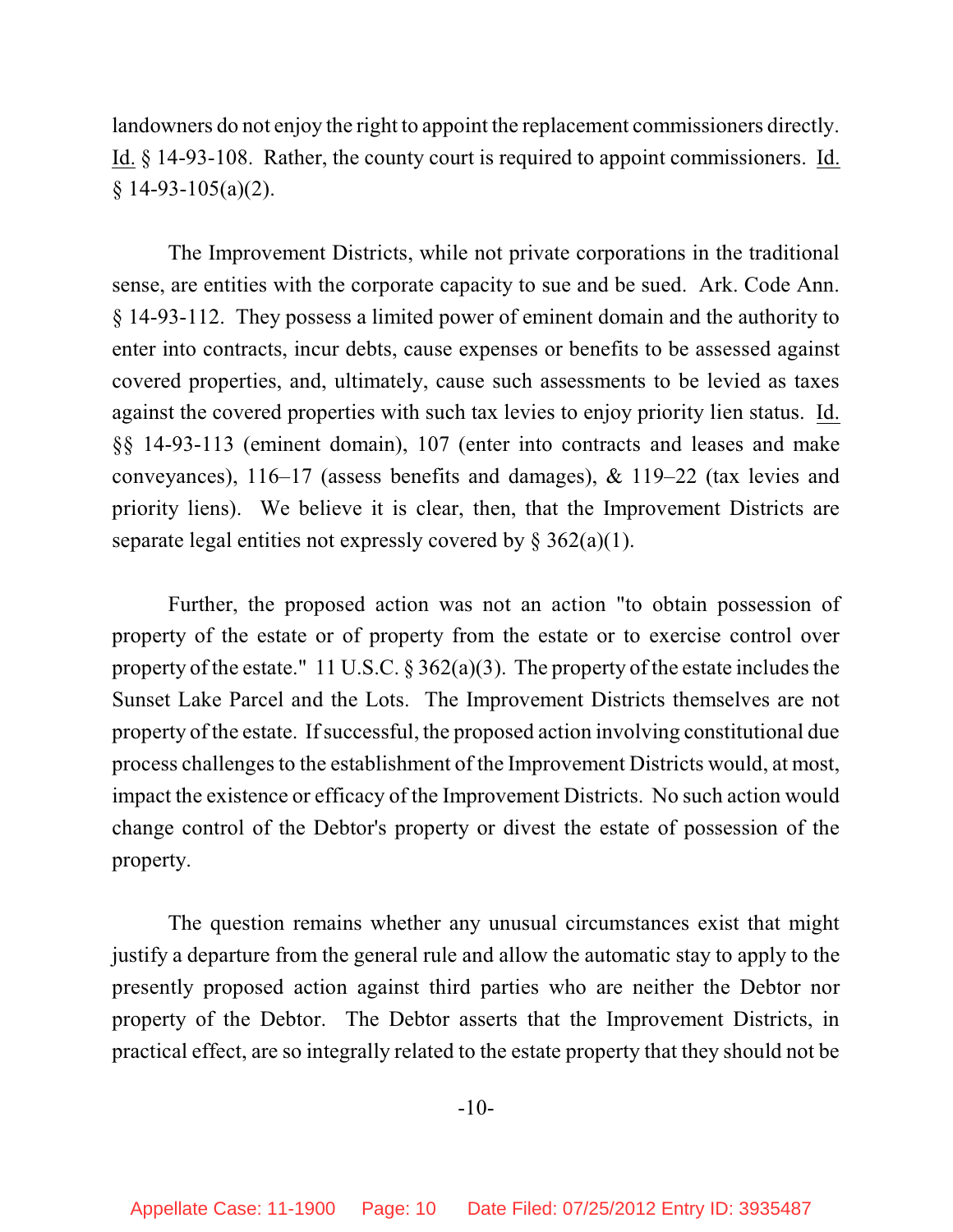landowners do not enjoy the right to appoint the replacement commissioners directly. Id. § 14-93-108. Rather, the county court is required to appoint commissioners. Id. § 14-93-105(a)(2).

The Improvement Districts, while not private corporations in the traditional sense, are entities with the corporate capacity to sue and be sued. Ark. Code Ann. § 14-93-112. They possess a limited power of eminent domain and the authority to enter into contracts, incur debts, cause expenses or benefits to be assessed against covered properties, and, ultimately, cause such assessments to be levied as taxes against the covered properties with such tax levies to enjoy priority lien status. Id. §§ 14-93-113 (eminent domain), 107 (enter into contracts and leases and make conveyances), 116–17 (assess benefits and damages), & 119–22 (tax levies and priority liens). We believe it is clear, then, that the Improvement Districts are separate legal entities not expressly covered by § 362(a)(1).

Further, the proposed action was not an action "to obtain possession of property of the estate or of property from the estate or to exercise control over property of the estate." 11 U.S.C. § 362(a)(3). The property of the estate includes the Sunset Lake Parcel and the Lots. The Improvement Districts themselves are not property of the estate. If successful, the proposed action involving constitutional due process challenges to the establishment of the Improvement Districts would, at most, impact the existence or efficacy of the Improvement Districts. No such action would change control of the Debtor's property or divest the estate of possession of the property.

The question remains whether any unusual circumstances exist that might justify a departure from the general rule and allow the automatic stay to apply to the presently proposed action against third parties who are neither the Debtor nor property of the Debtor. The Debtor asserts that the Improvement Districts, in practical effect, are so integrally related to the estate property that they should not be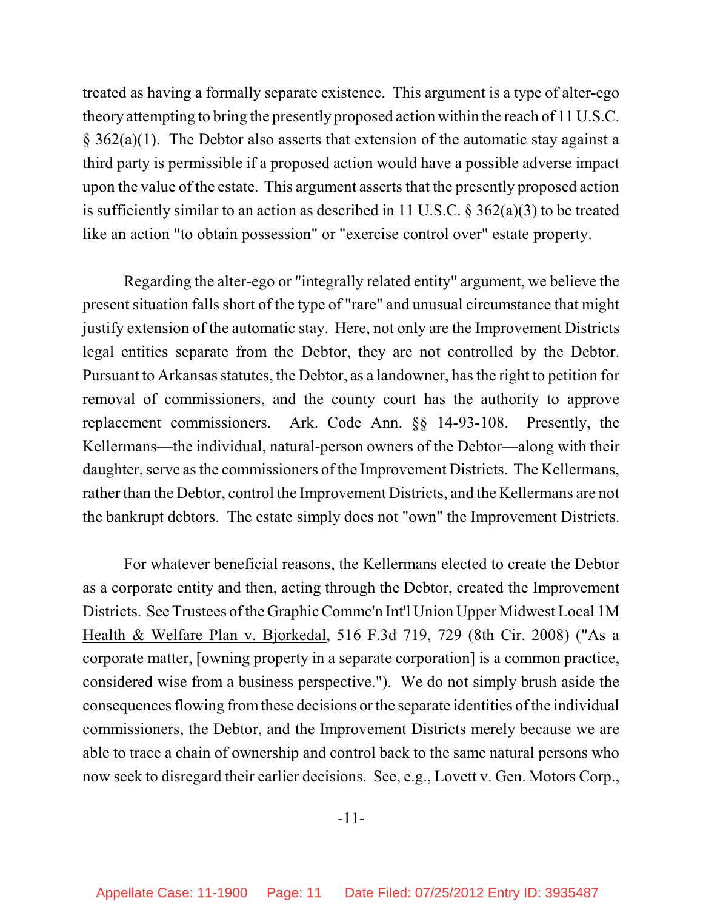treated as having a formally separate existence. This argument is a type of alter-ego theory attempting to bring the presently proposed action within the reach of 11 U.S.C. § 362(a)(1). The Debtor also asserts that extension of the automatic stay against a third party is permissible if a proposed action would have a possible adverse impact upon the value of the estate. This argument asserts that the presently proposed action is sufficiently similar to an action as described in 11 U.S.C. § 362(a)(3) to be treated like an action "to obtain possession" or "exercise control over" estate property.

Regarding the alter-ego or "integrally related entity" argument, we believe the present situation falls short of the type of "rare" and unusual circumstance that might justify extension of the automatic stay. Here, not only are the Improvement Districts legal entities separate from the Debtor, they are not controlled by the Debtor. Pursuant to Arkansas statutes, the Debtor, as a landowner, has the right to petition for removal of commissioners, and the county court has the authority to approve replacement commissioners. Ark. Code Ann. §§ 14-93-108. Presently, the Kellermans—the individual, natural-person owners of the Debtor—along with their daughter, serve as the commissioners of the Improvement Districts. The Kellermans, rather than the Debtor, control the Improvement Districts, and the Kellermans are not the bankrupt debtors. The estate simply does not "own" the Improvement Districts.

For whatever beneficial reasons, the Kellermans elected to create the Debtor as a corporate entity and then, acting through the Debtor, created the Improvement Districts. See Trustees of the Graphic Commc'n Int'l Union Upper Midwest Local 1M Health & Welfare Plan v. Bjorkedal, 516 F.3d 719, 729 (8th Cir. 2008) ("As a corporate matter, [owning property in a separate corporation] is a common practice, considered wise from a business perspective."). We do not simply brush aside the consequences flowing from these decisions or the separate identities of the individual commissioners, the Debtor, and the Improvement Districts merely because we are able to trace a chain of ownership and control back to the same natural persons who now seek to disregard their earlier decisions. See, e.g., Lovett v. Gen. Motors Corp.,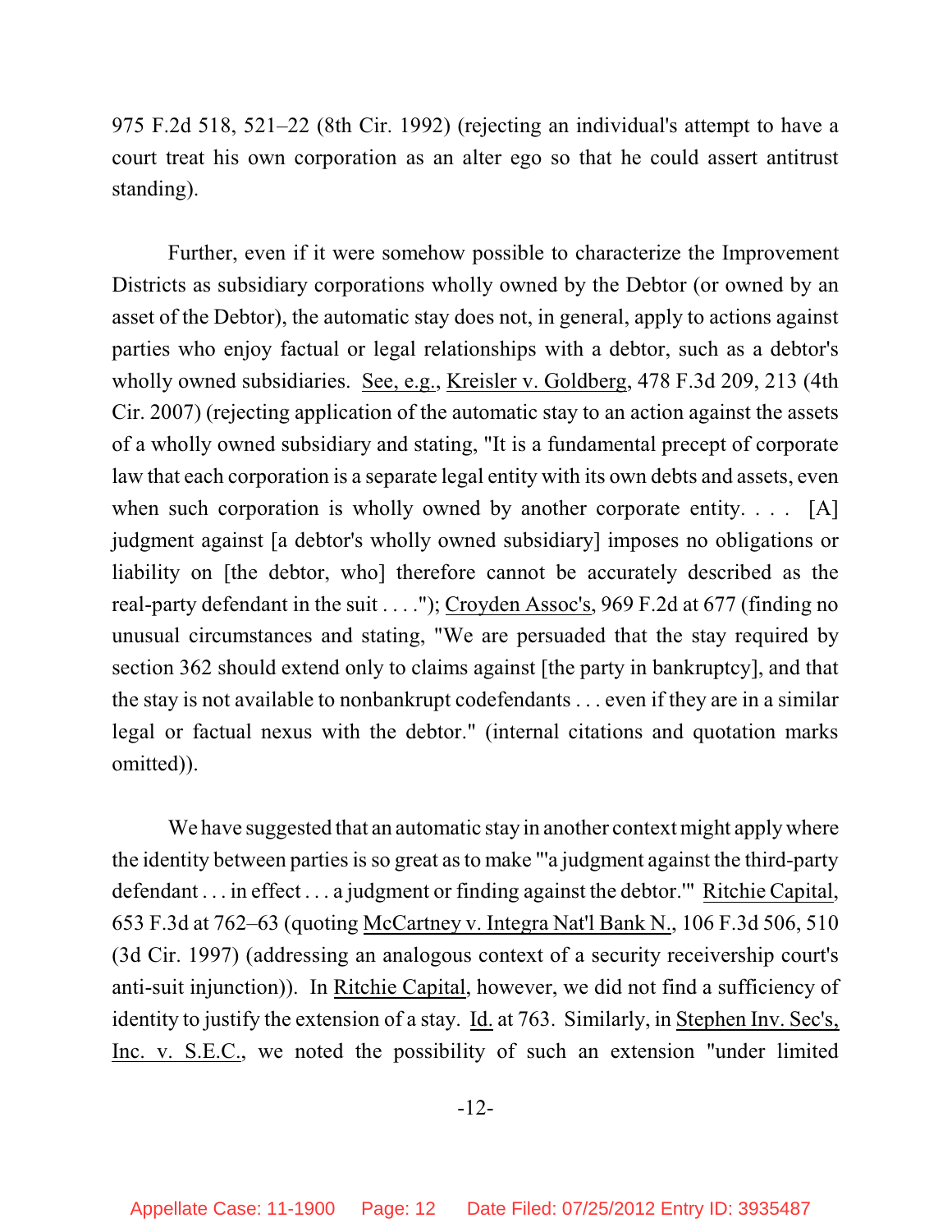975 F.2d 518, 521–22 (8th Cir. 1992) (rejecting an individual's attempt to have a court treat his own corporation as an alter ego so that he could assert antitrust standing).

Further, even if it were somehow possible to characterize the Improvement Districts as subsidiary corporations wholly owned by the Debtor (or owned by an asset of the Debtor), the automatic stay does not, in general, apply to actions against parties who enjoy factual or legal relationships with a debtor, such as a debtor's wholly owned subsidiaries. See, e.g., Kreisler v. Goldberg, 478 F.3d 209, 213 (4th Cir. 2007) (rejecting application of the automatic stay to an action against the assets of a wholly owned subsidiary and stating, "It is a fundamental precept of corporate law that each corporation is a separate legal entity with its own debts and assets, even when such corporation is wholly owned by another corporate entity. . . . [A] judgment against [a debtor's wholly owned subsidiary] imposes no obligations or liability on [the debtor, who] therefore cannot be accurately described as the real-party defendant in the suit . . . ."); Croyden Assoc's, 969 F.2d at 677 (finding no unusual circumstances and stating, "We are persuaded that the stay required by section 362 should extend only to claims against [the party in bankruptcy], and that the stay is not available to nonbankrupt codefendants . . . even if they are in a similar legal or factual nexus with the debtor." (internal citations and quotation marks omitted)).

We have suggested that an automatic stay in another context might apply where the identity between parties is so great as to make "'a judgment against the third-party defendant . . . in effect . . . a judgment or finding against the debtor.'" Ritchie Capital, 653 F.3d at 762–63 (quoting McCartney v. Integra Nat'l Bank N., 106 F.3d 506, 510 (3d Cir. 1997) (addressing an analogous context of a security receivership court's anti-suit injunction)). In Ritchie Capital, however, we did not find a sufficiency of identity to justify the extension of a stay. Id. at 763. Similarly, in Stephen Inv. Sec's, Inc. v. S.E.C., we noted the possibility of such an extension "under limited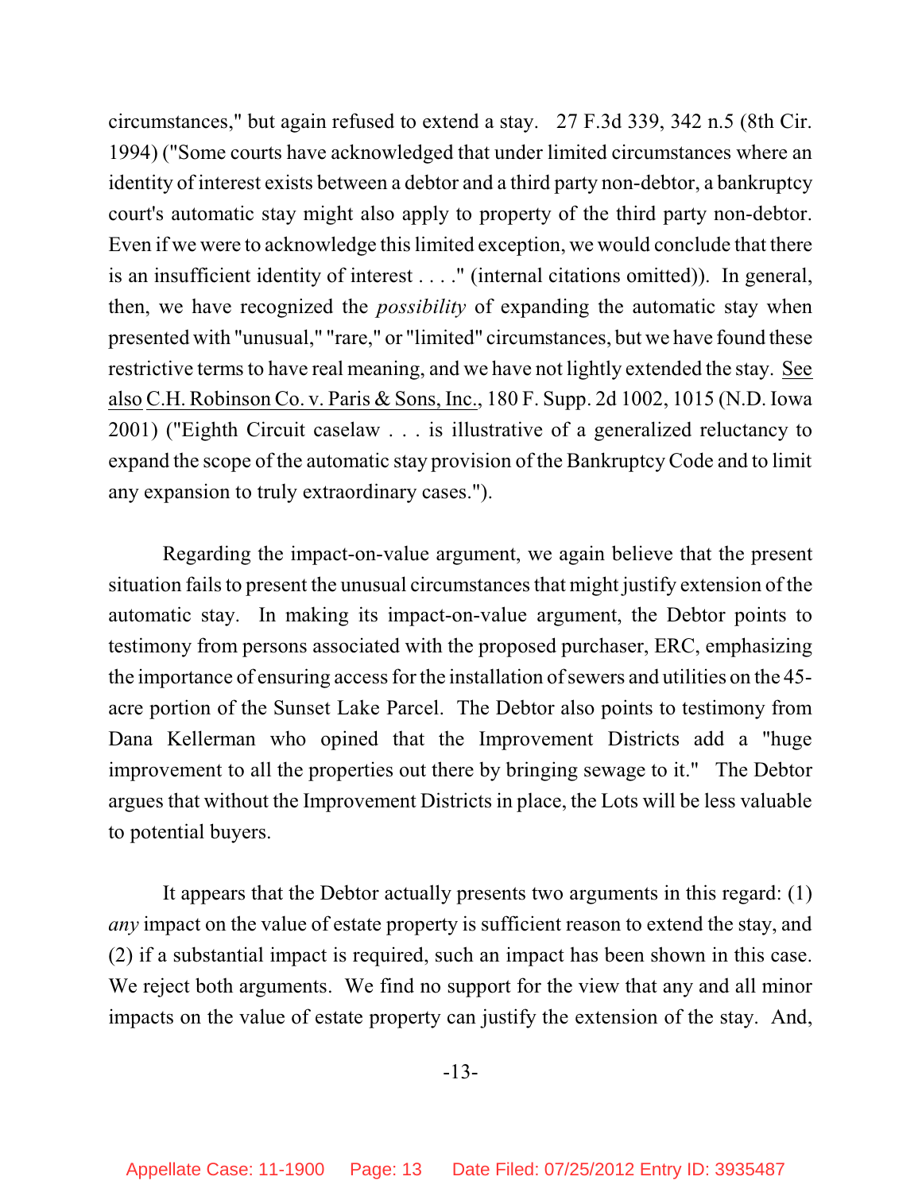circumstances," but again refused to extend a stay. 27 F.3d 339, 342 n.5 (8th Cir. 1994) ("Some courts have acknowledged that under limited circumstances where an identity of interest exists between a debtor and a third party non-debtor, a bankruptcy court's automatic stay might also apply to property of the third party non-debtor. Even if we were to acknowledge this limited exception, we would conclude that there is an insufficient identity of interest . . . ." (internal citations omitted)). In general, then, we have recognized the *possibility* of expanding the automatic stay when presented with "unusual," "rare," or "limited" circumstances, but we have found these restrictive terms to have real meaning, and we have not lightly extended the stay. See also C.H. Robinson Co. v. Paris & Sons, Inc., 180 F. Supp. 2d 1002, 1015 (N.D. Iowa 2001) ("Eighth Circuit caselaw . . . is illustrative of a generalized reluctancy to expand the scope of the automatic stay provision of the Bankruptcy Code and to limit any expansion to truly extraordinary cases.").

Regarding the impact-on-value argument, we again believe that the present situation fails to present the unusual circumstances that might justify extension of the automatic stay. In making its impact-on-value argument, the Debtor points to testimony from persons associated with the proposed purchaser, ERC, emphasizing the importance of ensuring access for the installation of sewers and utilities on the 45-acre portion of the Sunset Lake Parcel. The Debtor also points to testimony from Dana Kellerman who opined that the Improvement Districts add a "huge improvement to all the properties out there by bringing sewage to it." The Debtor argues that without the Improvement Districts in place, the Lots will be less valuable to potential buyers.

It appears that the Debtor actually presents two arguments in this regard: (1) *any* impact on the value of estate property is sufficient reason to extend the stay, and (2) if a substantial impact is required, such an impact has been shown in this case. We reject both arguments. We find no support for the view that any and all minor impacts on the value of estate property can justify the extension of the stay. And,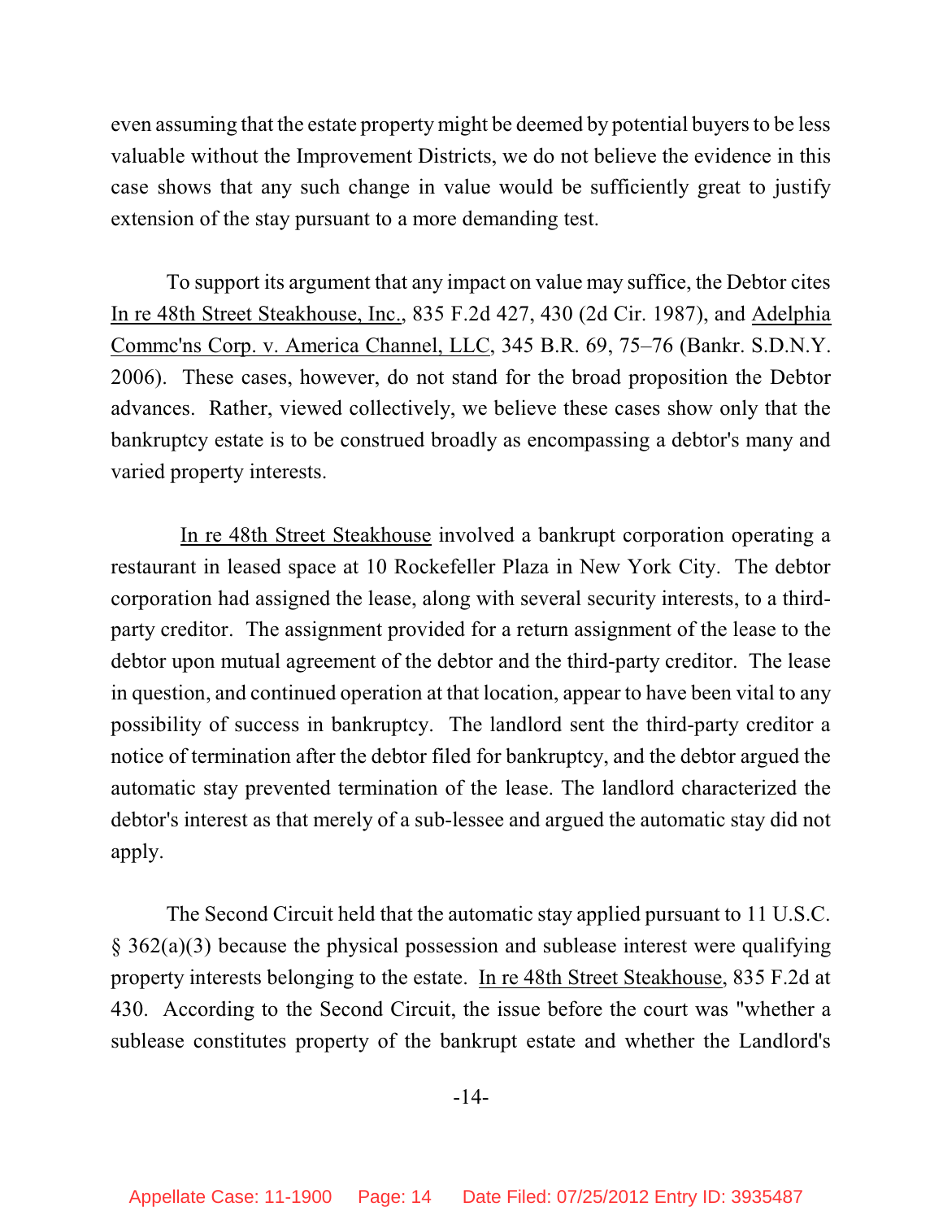even assuming that the estate property might be deemed by potential buyers to be less valuable without the Improvement Districts, we do not believe the evidence in this case shows that any such change in value would be sufficiently great to justify extension of the stay pursuant to a more demanding test.

To support its argument that any impact on value may suffice, the Debtor cites In re 48th Street Steakhouse, Inc., 835 F.2d 427, 430 (2d Cir. 1987), and Adelphia Commc'ns Corp. v. America Channel, LLC, 345 B.R. 69, 75–76 (Bankr. S.D.N.Y. 2006). These cases, however, do not stand for the broad proposition the Debtor advances. Rather, viewed collectively, we believe these cases show only that the bankruptcy estate is to be construed broadly as encompassing a debtor's many and varied property interests.

In re 48th Street Steakhouse involved a bankrupt corporation operating a restaurant in leased space at 10 Rockefeller Plaza in New York City. The debtor corporation had assigned the lease, along with several security interests, to a third-party creditor. The assignment provided for a return assignment of the lease to the debtor upon mutual agreement of the debtor and the third-party creditor. The lease in question, and continued operation at that location, appear to have been vital to any possibility of success in bankruptcy. The landlord sent the third-party creditor a notice of termination after the debtor filed for bankruptcy, and the debtor argued the automatic stay prevented termination of the lease. The landlord characterized the debtor's interest as that merely of a sub-lessee and argued the automatic stay did not apply.

The Second Circuit held that the automatic stay applied pursuant to 11 U.S.C. § 362(a)(3) because the physical possession and sublease interest were qualifying property interests belonging to the estate. In re 48th Street Steakhouse, 835 F.2d at 430. According to the Second Circuit, the issue before the court was "whether a sublease constitutes property of the bankrupt estate and whether the Landlord's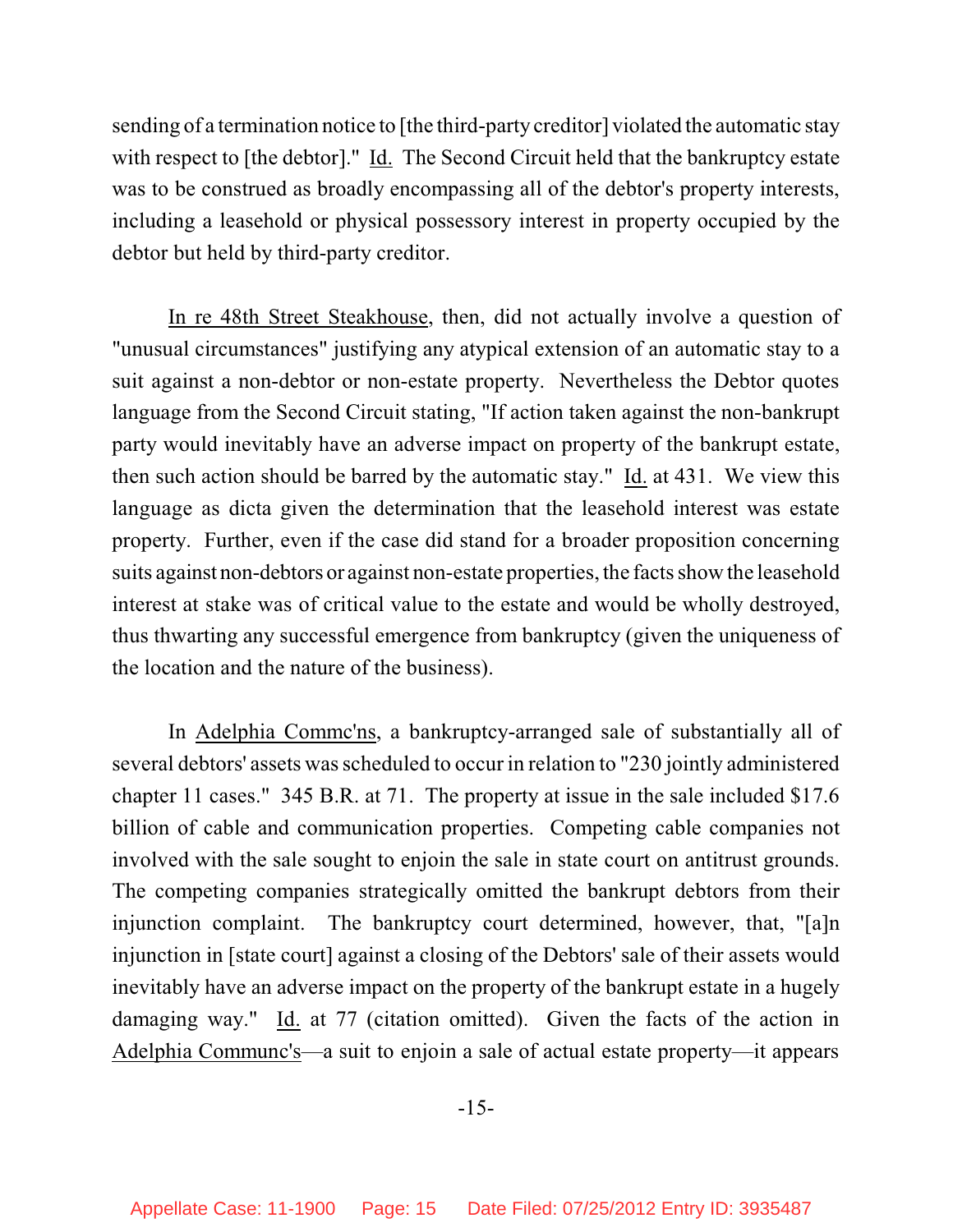sending of a termination notice to [the third-party creditor] violated the automatic stay with respect to [the debtor]." Id. The Second Circuit held that the bankruptcy estate was to be construed as broadly encompassing all of the debtor's property interests, including a leasehold or physical possessory interest in property occupied by the debtor but held by third-party creditor.

In re 48th Street Steakhouse, then, did not actually involve a question of "unusual circumstances" justifying any atypical extension of an automatic stay to a suit against a non-debtor or non-estate property. Nevertheless the Debtor quotes language from the Second Circuit stating, "If action taken against the non-bankrupt party would inevitably have an adverse impact on property of the bankrupt estate, then such action should be barred by the automatic stay." Id. at 431. We view this language as dicta given the determination that the leasehold interest was estate property. Further, even if the case did stand for a broader proposition concerning suits against non-debtors or against non-estate properties, the facts show the leasehold interest at stake was of critical value to the estate and would be wholly destroyed, thus thwarting any successful emergence from bankruptcy (given the uniqueness of the location and the nature of the business).

In Adelphia Commc'ns, a bankruptcy-arranged sale of substantially all of several debtors' assets was scheduled to occur in relation to "230 jointly administered chapter 11 cases." 345 B.R. at 71. The property at issue in the sale included $17.6 billion of cable and communication properties. Competing cable companies not involved with the sale sought to enjoin the sale in state court on antitrust grounds. The competing companies strategically omitted the bankrupt debtors from their injunction complaint. The bankruptcy court determined, however, that, "[a]n injunction in [state court] against a closing of the Debtors' sale of their assets would inevitably have an adverse impact on the property of the bankrupt estate in a hugely damaging way." Id. at 77 (citation omitted). Given the facts of the action in Adelphia Communc's—a suit to enjoin a sale of actual estate property—it appears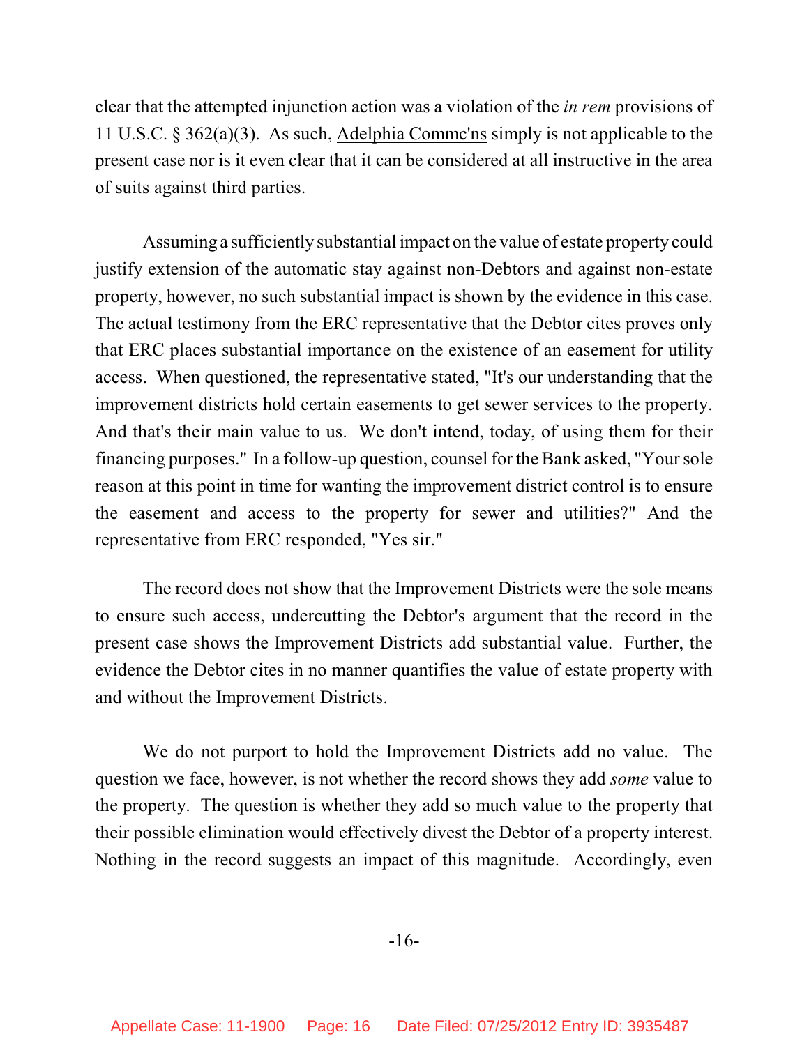clear that the attempted injunction action was a violation of the *in rem* provisions of 11 U.S.C. § 362(a)(3). As such, Adelphia Commc'ns simply is not applicable to the present case nor is it even clear that it can be considered at all instructive in the area of suits against third parties.

Assuming a sufficiently substantial impact on the value of estate property could justify extension of the automatic stay against non-Debtors and against non-estate property, however, no such substantial impact is shown by the evidence in this case. The actual testimony from the ERC representative that the Debtor cites proves only that ERC places substantial importance on the existence of an easement for utility access. When questioned, the representative stated, "It's our understanding that the improvement districts hold certain easements to get sewer services to the property. And that's their main value to us. We don't intend, today, of using them for their financing purposes." In a follow-up question, counsel for the Bank asked, "Your sole reason at this point in time for wanting the improvement district control is to ensure the easement and access to the property for sewer and utilities?" And the representative from ERC responded, "Yes sir."

The record does not show that the Improvement Districts were the sole means to ensure such access, undercutting the Debtor's argument that the record in the present case shows the Improvement Districts add substantial value. Further, the evidence the Debtor cites in no manner quantifies the value of estate property with and without the Improvement Districts.

We do not purport to hold the Improvement Districts add no value. The question we face, however, is not whether the record shows they add *some* value to the property. The question is whether they add so much value to the property that their possible elimination would effectively divest the Debtor of a property interest. Nothing in the record suggests an impact of this magnitude. Accordingly, even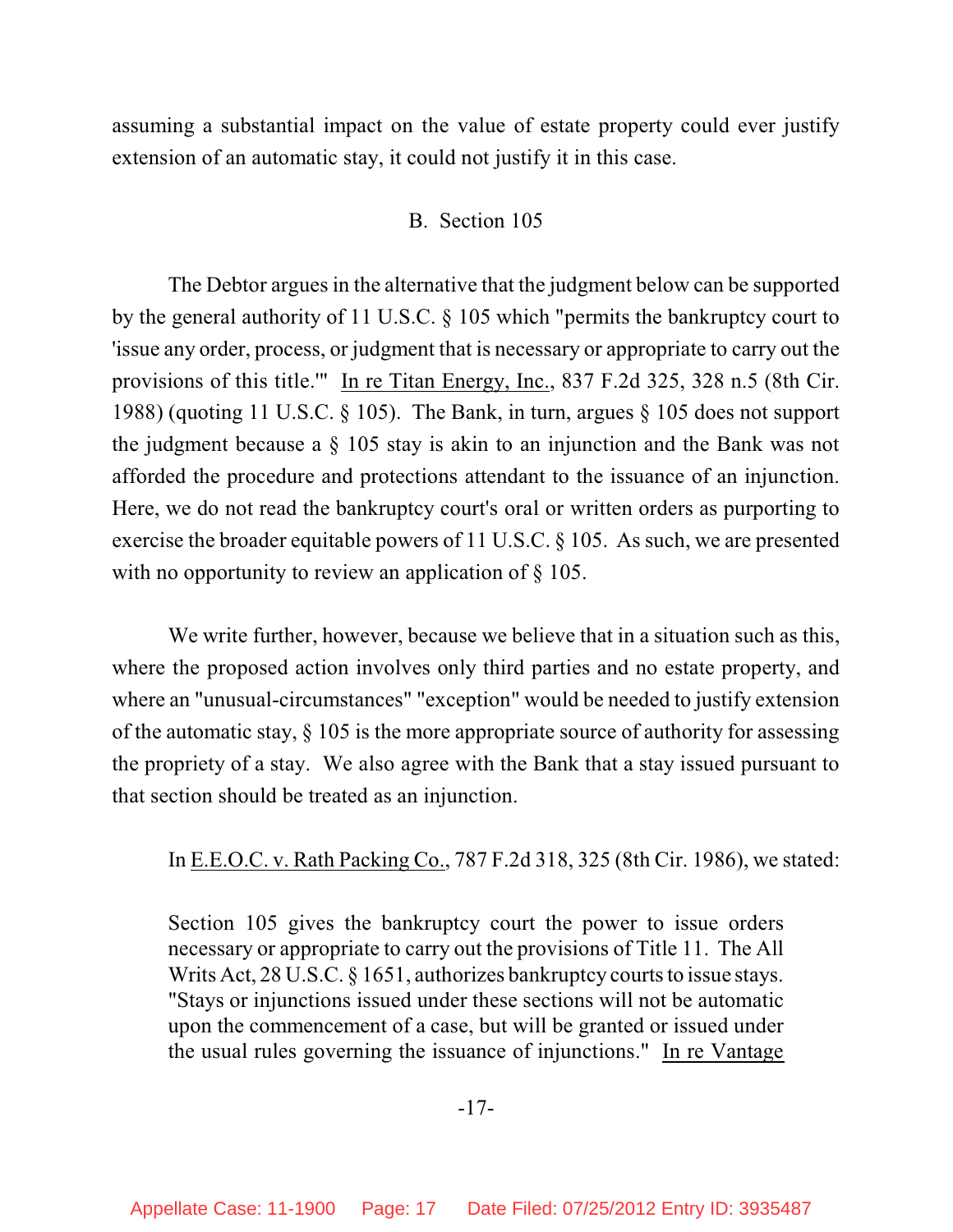assuming a substantial impact on the value of estate property could ever justify extension of an automatic stay, it could not justify it in this case.

### B. Section 105

The Debtor argues in the alternative that the judgment below can be supported by the general authority of 11 U.S.C. § 105 which "permits the bankruptcy court to 'issue any order, process, or judgment that is necessary or appropriate to carry out the provisions of this title.'" In re Titan Energy, Inc., 837 F.2d 325, 328 n.5 (8th Cir. 1988) (quoting 11 U.S.C. § 105). The Bank, in turn, argues § 105 does not support the judgment because a § 105 stay is akin to an injunction and the Bank was not afforded the procedure and protections attendant to the issuance of an injunction. Here, we do not read the bankruptcy court's oral or written orders as purporting to exercise the broader equitable powers of 11 U.S.C. § 105. As such, we are presented with no opportunity to review an application of § 105.

We write further, however, because we believe that in a situation such as this, where the proposed action involves only third parties and no estate property, and where an "unusual-circumstances" "exception" would be needed to justify extension of the automatic stay, § 105 is the more appropriate source of authority for assessing the propriety of a stay. We also agree with the Bank that a stay issued pursuant to that section should be treated as an injunction.

In E.E.O.C. v. Rath Packing Co., 787 F.2d 318, 325 (8th Cir. 1986), we stated:

> Section 105 gives the bankruptcy court the power to issue orders necessary or appropriate to carry out the provisions of Title 11. The All Writs Act, 28 U.S.C. § 1651, authorizes bankruptcy courts to issue stays. "Stays or injunctions issued under these sections will not be automatic upon the commencement of a case, but will be granted or issued under the usual rules governing the issuance of injunctions." In re Vantage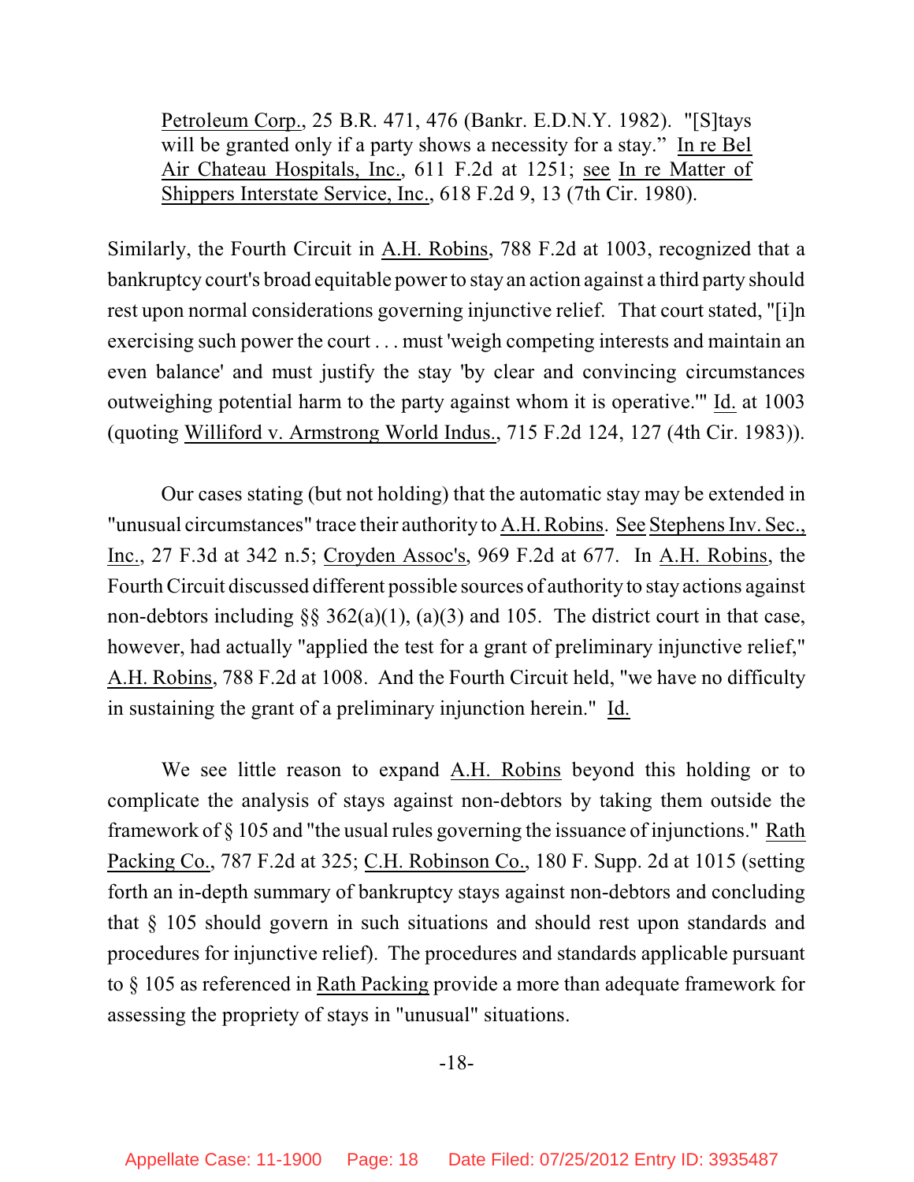> Petroleum Corp., 25 B.R. 471, 476 (Bankr. E.D.N.Y. 1982). "[S]tays will be granted only if a party shows a necessity for a stay." In re Bel Air Chateau Hospitals, Inc., 611 F.2d at 1251; see In re Matter of Shippers Interstate Service, Inc., 618 F.2d 9, 13 (7th Cir. 1980).

Similarly, the Fourth Circuit in A.H. Robins, 788 F.2d at 1003, recognized that a bankruptcy court's broad equitable power to stay an action against a third party should rest upon normal considerations governing injunctive relief. That court stated, "[i]n exercising such power the court . . . must 'weigh competing interests and maintain an even balance' and must justify the stay 'by clear and convincing circumstances outweighing potential harm to the party against whom it is operative.'" Id. at 1003 (quoting Williford v. Armstrong World Indus., 715 F.2d 124, 127 (4th Cir. 1983)).

Our cases stating (but not holding) that the automatic stay may be extended in "unusual circumstances" trace their authority to A.H. Robins. See Stephens Inv. Sec., Inc., 27 F.3d at 342 n.5; Croyden Assoc's, 969 F.2d at 677. In A.H. Robins, the Fourth Circuit discussed different possible sources of authority to stay actions against non-debtors including §§ 362(a)(1), (a)(3) and 105. The district court in that case, however, had actually "applied the test for a grant of preliminary injunctive relief," A.H. Robins, 788 F.2d at 1008. And the Fourth Circuit held, "we have no difficulty in sustaining the grant of a preliminary injunction herein." Id.

We see little reason to expand A.H. Robins beyond this holding or to complicate the analysis of stays against non-debtors by taking them outside the framework of § 105 and "the usual rules governing the issuance of injunctions." Rath Packing Co., 787 F.2d at 325; C.H. Robinson Co., 180 F. Supp. 2d at 1015 (setting forth an in-depth summary of bankruptcy stays against non-debtors and concluding that § 105 should govern in such situations and should rest upon standards and procedures for injunctive relief). The procedures and standards applicable pursuant to § 105 as referenced in Rath Packing provide a more than adequate framework for assessing the propriety of stays in "unusual" situations.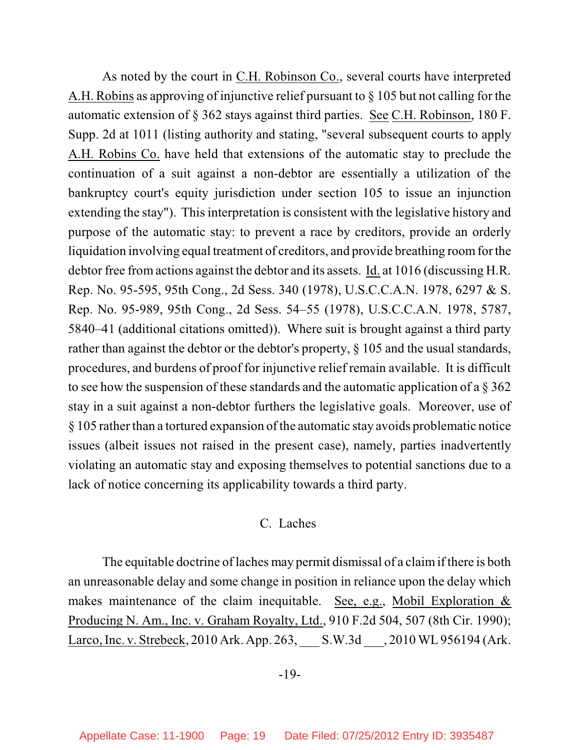As noted by the court in C.H. Robinson Co., several courts have interpreted A.H. Robins as approving of injunctive relief pursuant to § 105 but not calling for the automatic extension of § 362 stays against third parties. See C.H. Robinson, 180 F. Supp. 2d at 1011 (listing authority and stating, "several subsequent courts to apply A.H. Robins Co. have held that extensions of the automatic stay to preclude the continuation of a suit against a non-debtor are essentially a utilization of the bankruptcy court's equity jurisdiction under section 105 to issue an injunction extending the stay"). This interpretation is consistent with the legislative history and purpose of the automatic stay: to prevent a race by creditors, provide an orderly liquidation involving equal treatment of creditors, and provide breathing room for the debtor free from actions against the debtor and its assets. Id. at 1016 (discussing H.R. Rep. No. 95-595, 95th Cong., 2d Sess. 340 (1978), U.S.C.C.A.N. 1978, 6297 & S. Rep. No. 95-989, 95th Cong., 2d Sess. 54–55 (1978), U.S.C.C.A.N. 1978, 5787, 5840–41 (additional citations omitted)). Where suit is brought against a third party rather than against the debtor or the debtor's property, § 105 and the usual standards, procedures, and burdens of proof for injunctive relief remain available. It is difficult to see how the suspension of these standards and the automatic application of a § 362 stay in a suit against a non-debtor furthers the legislative goals. Moreover, use of § 105 rather than a tortured expansion of the automatic stay avoids problematic notice issues (albeit issues not raised in the present case), namely, parties inadvertently violating an automatic stay and exposing themselves to potential sanctions due to a lack of notice concerning its applicability towards a third party.

## C. Laches

The equitable doctrine of laches may permit dismissal of a claim if there is both an unreasonable delay and some change in position in reliance upon the delay which makes maintenance of the claim inequitable. See, e.g., Mobil Exploration & Producing N. Am., Inc. v. Graham Royalty, Ltd., 910 F.2d 504, 507 (8th Cir. 1990); Larco, Inc. v. Strebeck, 2010 Ark. App. 263, ___ S.W.3d ___, 2010 WL 956194 (Ark.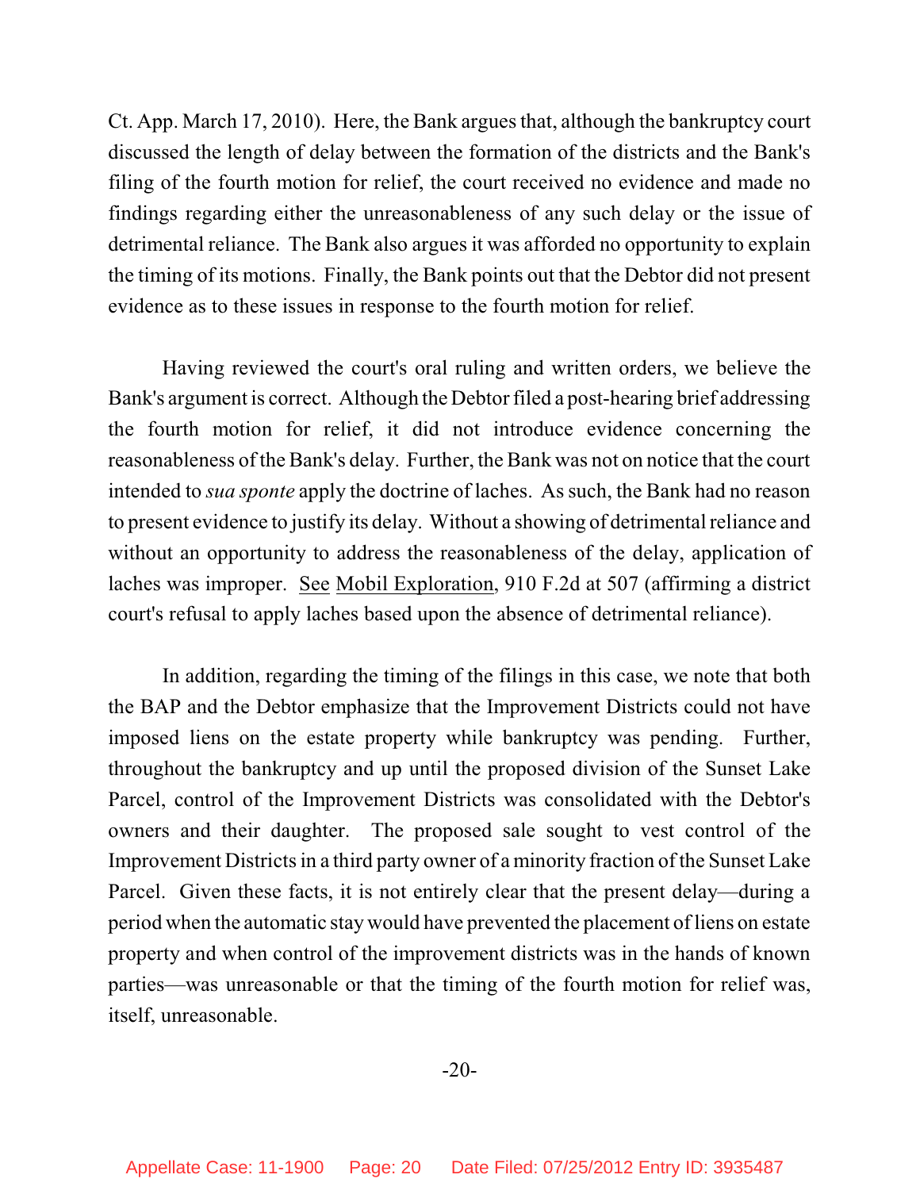Ct. App. March 17, 2010). Here, the Bank argues that, although the bankruptcy court discussed the length of delay between the formation of the districts and the Bank's filing of the fourth motion for relief, the court received no evidence and made no findings regarding either the unreasonableness of any such delay or the issue of detrimental reliance. The Bank also argues it was afforded no opportunity to explain the timing of its motions. Finally, the Bank points out that the Debtor did not present evidence as to these issues in response to the fourth motion for relief.

Having reviewed the court's oral ruling and written orders, we believe the Bank's argument is correct. Although the Debtor filed a post-hearing brief addressing the fourth motion for relief, it did not introduce evidence concerning the reasonableness of the Bank's delay. Further, the Bank was not on notice that the court intended to *sua sponte* apply the doctrine of laches. As such, the Bank had no reason to present evidence to justify its delay. Without a showing of detrimental reliance and without an opportunity to address the reasonableness of the delay, application of laches was improper. See Mobil Exploration, 910 F.2d at 507 (affirming a district court's refusal to apply laches based upon the absence of detrimental reliance).

In addition, regarding the timing of the filings in this case, we note that both the BAP and the Debtor emphasize that the Improvement Districts could not have imposed liens on the estate property while bankruptcy was pending. Further, throughout the bankruptcy and up until the proposed division of the Sunset Lake Parcel, control of the Improvement Districts was consolidated with the Debtor's owners and their daughter. The proposed sale sought to vest control of the Improvement Districts in a third party owner of a minority fraction of the Sunset Lake Parcel. Given these facts, it is not entirely clear that the present delay—during a period when the automatic stay would have prevented the placement of liens on estate property and when control of the improvement districts was in the hands of known parties—was unreasonable or that the timing of the fourth motion for relief was, itself, unreasonable.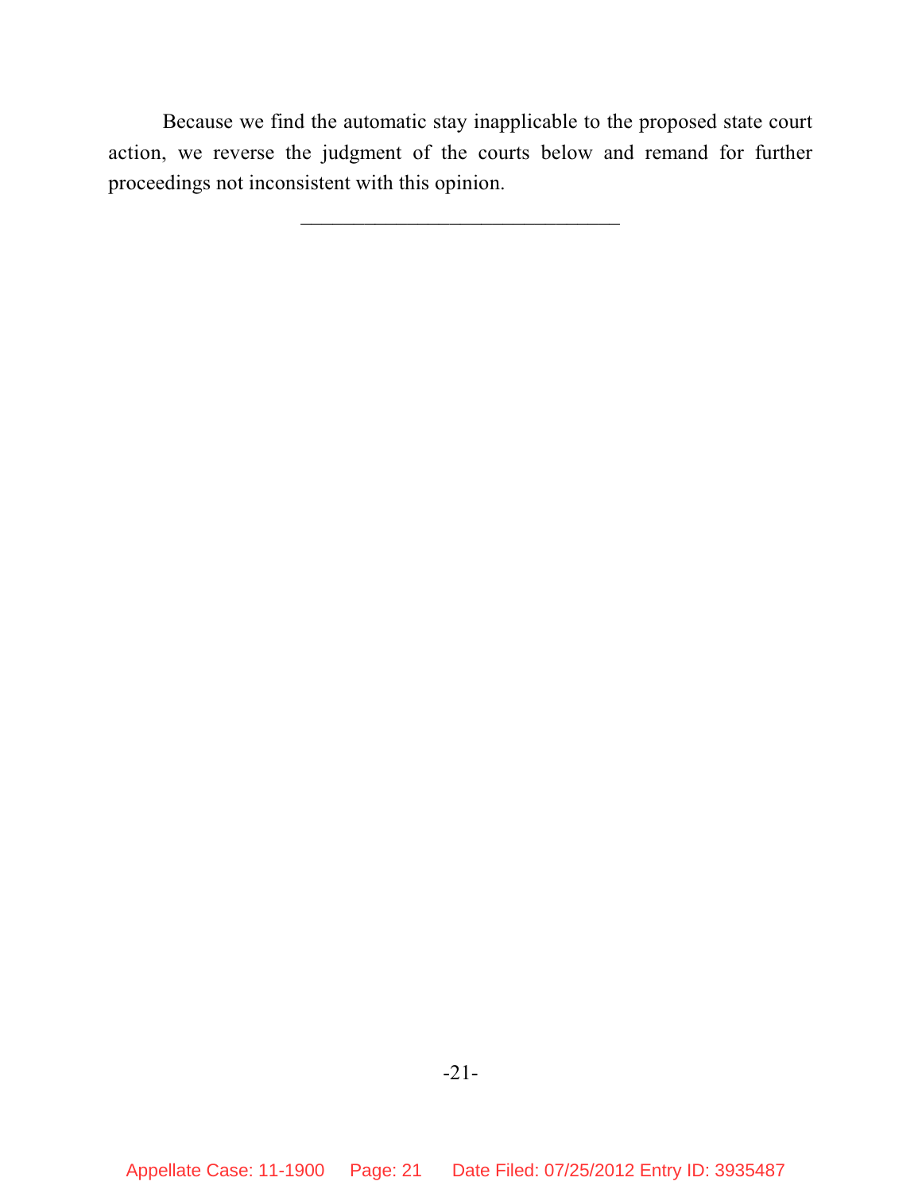Because we find the automatic stay inapplicable to the proposed state court action, we reverse the judgment of the courts below and remand for further proceedings not inconsistent with this opinion.

______________________________